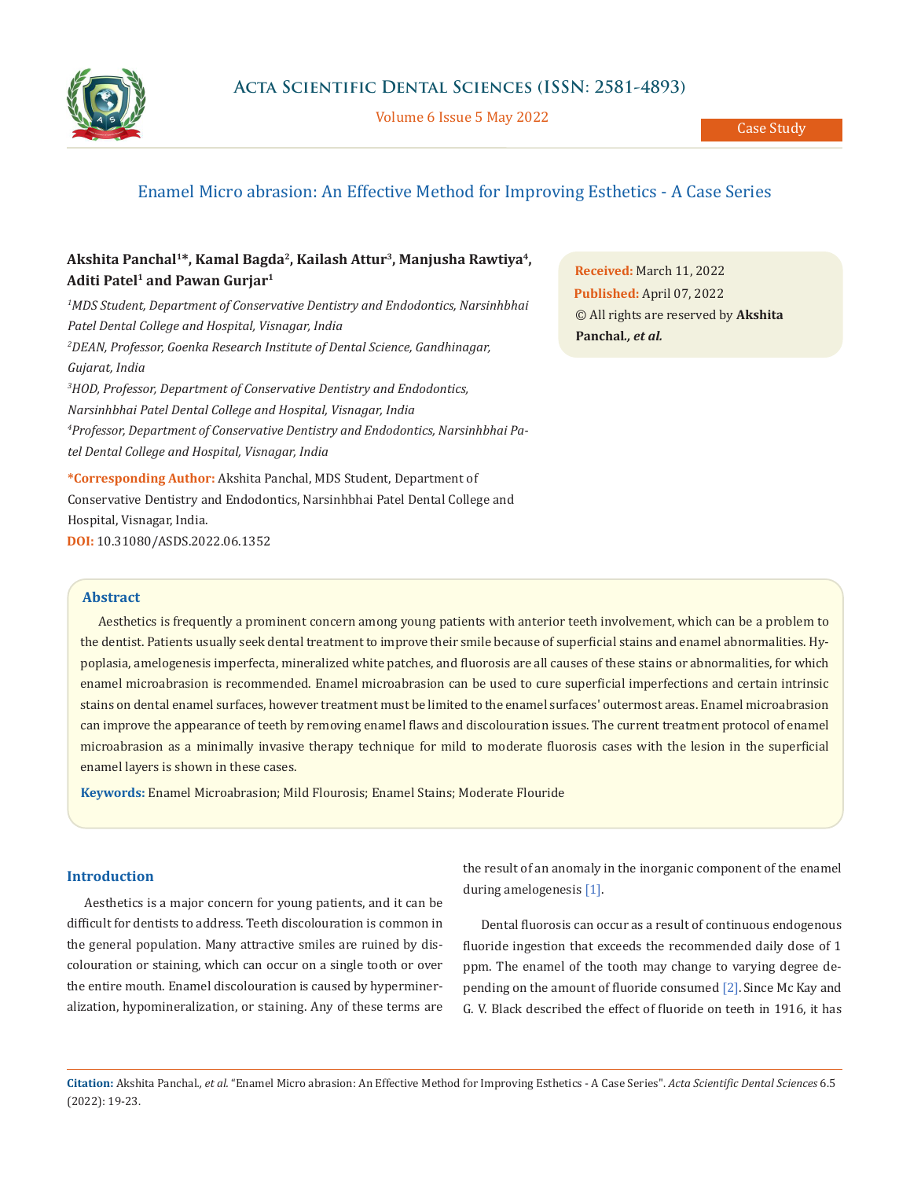# Enamel Micro abrasion: An Effective Method for Improving Esthetics - A Case Series

**Akshita Panchal[1]*, Kamal Bagda[2], Kailash Attur[3], Manjusha Rawtiya[4], Aditi Patel[1] and Pawan Gurjar[1]**

[1]*MDS Student, Department of Conservative Dentistry and Endodontics, Narsinhbhai Patel Dental College and Hospital, Visnagar, India*

[2]*DEAN, Professor, Goenka Research Institute of Dental Science, Gandhinagar, Gujarat, India*

[3]*HOD, Professor, Department of Conservative Dentistry and Endodontics, Narsinhbhai Patel Dental College and Hospital, Visnagar, India*

[4]*Professor, Department of Conservative Dentistry and Endodontics, Narsinhbhai Patel Dental College and Hospital, Visnagar, India*

**\*Corresponding Author:** Akshita Panchal, MDS Student, Department of Conservative Dentistry and Endodontics, Narsinhbhai Patel Dental College and Hospital, Visnagar, India.

**DOI:** 10.31080/ASDS.2022.06.1352

**Received:** March 11, 2022
**Published:** April 07, 2022
© All rights are reserved by **Akshita Panchal., *et al.***

## Abstract

Aesthetics is frequently a prominent concern among young patients with anterior teeth involvement, which can be a problem to the dentist. Patients usually seek dental treatment to improve their smile because of superficial stains and enamel abnormalities. Hypoplasia, amelogenesis imperfecta, mineralized white patches, and fluorosis are all causes of these stains or abnormalities, for which enamel microabrasion is recommended. Enamel microabrasion can be used to cure superficial imperfections and certain intrinsic stains on dental enamel surfaces, however treatment must be limited to the enamel surfaces' outermost areas. Enamel microabrasion can improve the appearance of teeth by removing enamel flaws and discolouration issues. The current treatment protocol of enamel microabrasion as a minimally invasive therapy technique for mild to moderate fluorosis cases with the lesion in the superficial enamel layers is shown in these cases.

**Keywords:** Enamel Microabrasion; Mild Flourosis; Enamel Stains; Moderate Flouride

## Introduction

Aesthetics is a major concern for young patients, and it can be difficult for dentists to address. Teeth discolouration is common in the general population. Many attractive smiles are ruined by discolouration or staining, which can occur on a single tooth or over the entire mouth. Enamel discolouration is caused by hypermineralization, hypomineralization, or staining. Any of these terms are the result of an anomaly in the inorganic component of the enamel during amelogenesis [1].

Dental fluorosis can occur as a result of continuous endogenous fluoride ingestion that exceeds the recommended daily dose of 1 ppm. The enamel of the tooth may change to varying degree depending on the amount of fluoride consumed [2]. Since Mc Kay and G. V. Black described the effect of fluoride on teeth in 1916, it has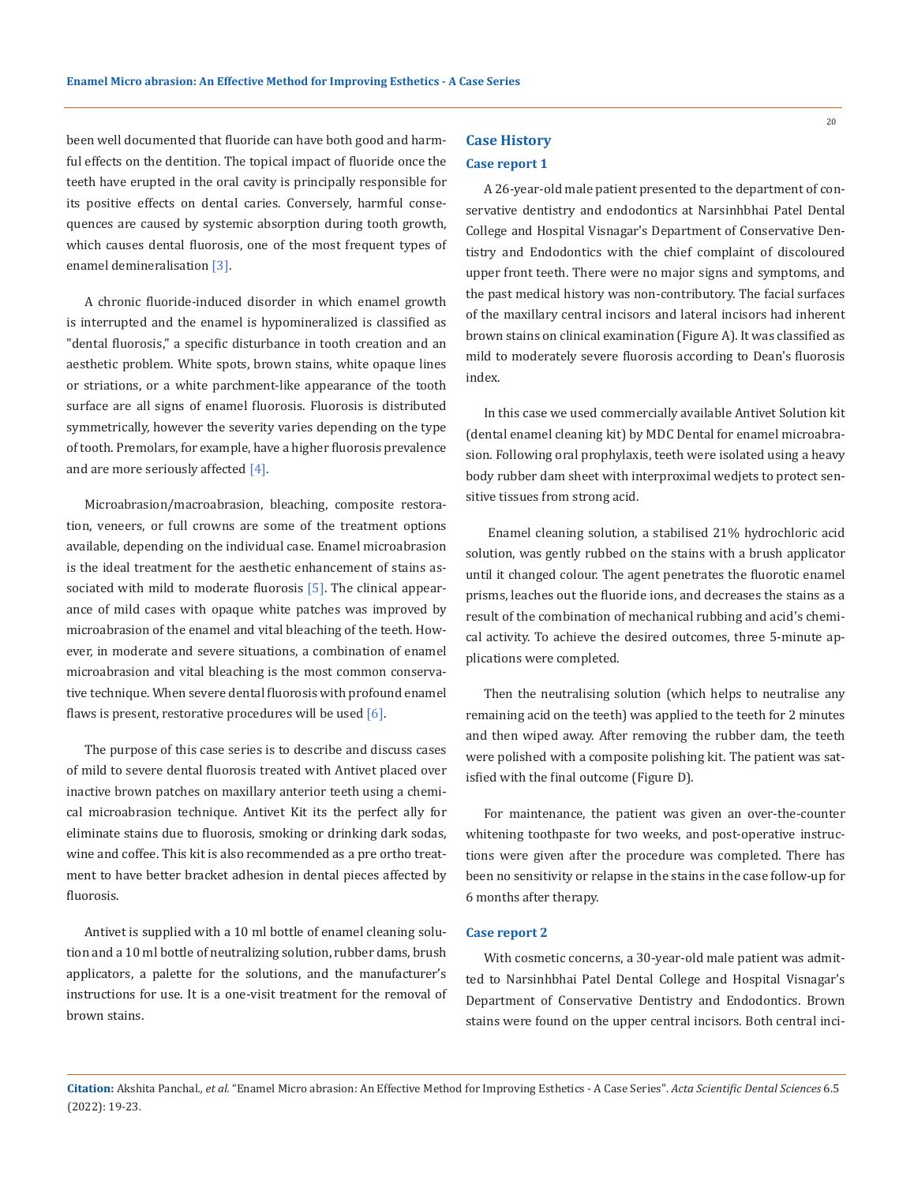been well documented that fluoride can have both good and harmful effects on the dentition. The topical impact of fluoride once the teeth have erupted in the oral cavity is principally responsible for its positive effects on dental caries. Conversely, harmful consequences are caused by systemic absorption during tooth growth, which causes dental fluorosis, one of the most frequent types of enamel demineralisation [3].

A chronic fluoride-induced disorder in which enamel growth is interrupted and the enamel is hypomineralized is classified as "dental fluorosis," a specific disturbance in tooth creation and an aesthetic problem. White spots, brown stains, white opaque lines or striations, or a white parchment-like appearance of the tooth surface are all signs of enamel fluorosis. Fluorosis is distributed symmetrically, however the severity varies depending on the type of tooth. Premolars, for example, have a higher fluorosis prevalence and are more seriously affected [4].

Microabrasion/macroabrasion, bleaching, composite restoration, veneers, or full crowns are some of the treatment options available, depending on the individual case. Enamel microabrasion is the ideal treatment for the aesthetic enhancement of stains associated with mild to moderate fluorosis [5]. The clinical appearance of mild cases with opaque white patches was improved by microabrasion of the enamel and vital bleaching of the teeth. However, in moderate and severe situations, a combination of enamel microabrasion and vital bleaching is the most common conservative technique. When severe dental fluorosis with profound enamel flaws is present, restorative procedures will be used [6].

The purpose of this case series is to describe and discuss cases of mild to severe dental fluorosis treated with Antivet placed over inactive brown patches on maxillary anterior teeth using a chemical microabrasion technique. Antivet Kit its the perfect ally for eliminate stains due to fluorosis, smoking or drinking dark sodas, wine and coffee. This kit is also recommended as a pre ortho treatment to have better bracket adhesion in dental pieces affected by fluorosis.

Antivet is supplied with a 10 ml bottle of enamel cleaning solution and a 10 ml bottle of neutralizing solution, rubber dams, brush applicators, a palette for the solutions, and the manufacturer's instructions for use. It is a one-visit treatment for the removal of brown stains.

## Case History

### Case report 1

A 26-year-old male patient presented to the department of conservative dentistry and endodontics at Narsinhbhai Patel Dental College and Hospital Visnagar's Department of Conservative Dentistry and Endodontics with the chief complaint of discoloured upper front teeth. There were no major signs and symptoms, and the past medical history was non-contributory. The facial surfaces of the maxillary central incisors and lateral incisors had inherent brown stains on clinical examination (Figure A). It was classified as mild to moderately severe fluorosis according to Dean's fluorosis index.

In this case we used commercially available Antivet Solution kit (dental enamel cleaning kit) by MDC Dental for enamel microabrasion. Following oral prophylaxis, teeth were isolated using a heavy body rubber dam sheet with interproximal wedjets to protect sensitive tissues from strong acid.

Enamel cleaning solution, a stabilised 21% hydrochloric acid solution, was gently rubbed on the stains with a brush applicator until it changed colour. The agent penetrates the fluorotic enamel prisms, leaches out the fluoride ions, and decreases the stains as a result of the combination of mechanical rubbing and acid's chemical activity. To achieve the desired outcomes, three 5-minute applications were completed.

Then the neutralising solution (which helps to neutralise any remaining acid on the teeth) was applied to the teeth for 2 minutes and then wiped away. After removing the rubber dam, the teeth were polished with a composite polishing kit. The patient was satisfied with the final outcome (Figure D).

For maintenance, the patient was given an over-the-counter whitening toothpaste for two weeks, and post-operative instructions were given after the procedure was completed. There has been no sensitivity or relapse in the stains in the case follow-up for 6 months after therapy.

### Case report 2

With cosmetic concerns, a 30-year-old male patient was admitted to Narsinhbhai Patel Dental College and Hospital Visnagar's Department of Conservative Dentistry and Endodontics. Brown stains were found on the upper central incisors. Both central inci-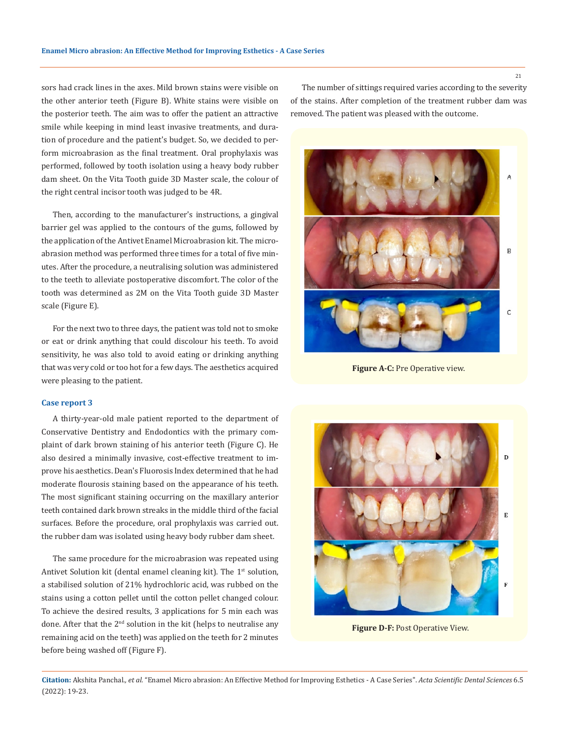sors had crack lines in the axes. Mild brown stains were visible on the other anterior teeth (Figure B). White stains were visible on the posterior teeth. The aim was to offer the patient an attractive smile while keeping in mind least invasive treatments, and duration of procedure and the patient's budget. So, we decided to perform microabrasion as the final treatment. Oral prophylaxis was performed, followed by tooth isolation using a heavy body rubber dam sheet. On the Vita Tooth guide 3D Master scale, the colour of the right central incisor tooth was judged to be 4R.

Then, according to the manufacturer's instructions, a gingival barrier gel was applied to the contours of the gums, followed by the application of the Antivet Enamel Microabrasion kit. The microabrasion method was performed three times for a total of five minutes. After the procedure, a neutralising solution was administered to the teeth to alleviate postoperative discomfort. The color of the tooth was determined as 2M on the Vita Tooth guide 3D Master scale (Figure E).

For the next two to three days, the patient was told not to smoke or eat or drink anything that could discolour his teeth. To avoid sensitivity, he was also told to avoid eating or drinking anything that was very cold or too hot for a few days. The aesthetics acquired were pleasing to the patient.

### Case report 3

A thirty-year-old male patient reported to the department of Conservative Dentistry and Endodontics with the primary complaint of dark brown staining of his anterior teeth (Figure C). He also desired a minimally invasive, cost-effective treatment to improve his aesthetics. Dean's Fluorosis Index determined that he had moderate flourosis staining based on the appearance of his teeth. The most significant staining occurring on the maxillary anterior teeth contained dark brown streaks in the middle third of the facial surfaces. Before the procedure, oral prophylaxis was carried out. the rubber dam was isolated using heavy body rubber dam sheet.

The same procedure for the microabrasion was repeated using Antivet Solution kit (dental enamel cleaning kit). The 1st solution, a stabilised solution of 21% hydrochloric acid, was rubbed on the stains using a cotton pellet until the cotton pellet changed colour. To achieve the desired results, 3 applications for 5 min each was done. After that the 2nd solution in the kit (helps to neutralise any remaining acid on the teeth) was applied on the teeth for 2 minutes before being washed off (Figure F).

The number of sittings required varies according to the severity of the stains. After completion of the treatment rubber dam was removed. The patient was pleased with the outcome.

**Figure A-C:** Pre Operative view.

**Figure D-F:** Post Operative View.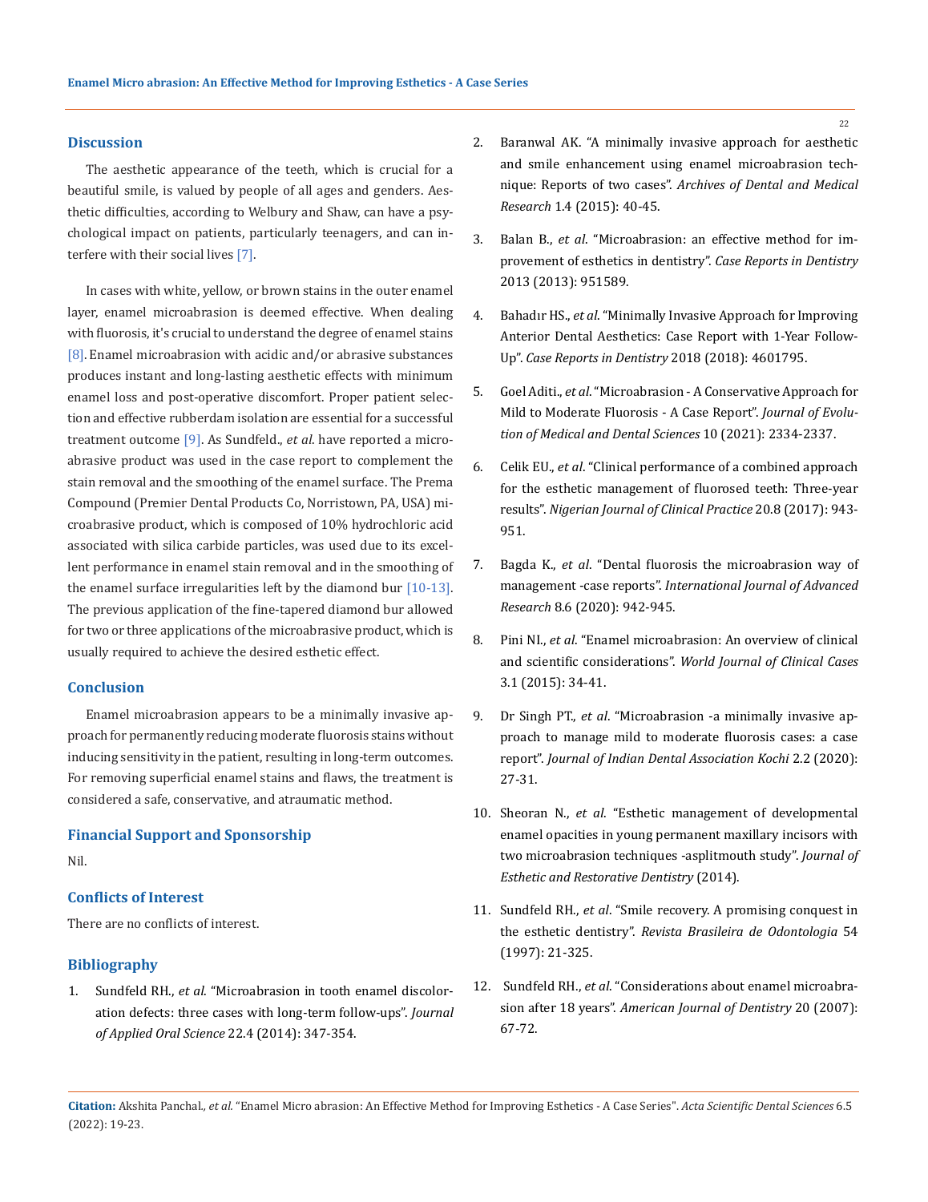## Discussion

The aesthetic appearance of the teeth, which is crucial for a beautiful smile, is valued by people of all ages and genders. Aesthetic difficulties, according to Welbury and Shaw, can have a psychological impact on patients, particularly teenagers, and can interfere with their social lives [7].

In cases with white, yellow, or brown stains in the outer enamel layer, enamel microabrasion is deemed effective. When dealing with fluorosis, it's crucial to understand the degree of enamel stains [8]. Enamel microabrasion with acidic and/or abrasive substances produces instant and long-lasting aesthetic effects with minimum enamel loss and post-operative discomfort. Proper patient selection and effective rubberdam isolation are essential for a successful treatment outcome [9]. As Sundfeld., *et al*. have reported a microabrasive product was used in the case report to complement the stain removal and the smoothing of the enamel surface. The Prema Compound (Premier Dental Products Co, Norristown, PA, USA) microabrasive product, which is composed of 10% hydrochloric acid associated with silica carbide particles, was used due to its excellent performance in enamel stain removal and in the smoothing of the enamel surface irregularities left by the diamond bur [10-13]. The previous application of the fine-tapered diamond bur allowed for two or three applications of the microabrasive product, which is usually required to achieve the desired esthetic effect.

## Conclusion

Enamel microabrasion appears to be a minimally invasive approach for permanently reducing moderate fluorosis stains without inducing sensitivity in the patient, resulting in long-term outcomes. For removing superficial enamel stains and flaws, the treatment is considered a safe, conservative, and atraumatic method.

## Financial Support and Sponsorship

Nil.

## Conflicts of Interest

There are no conflicts of interest.

## Bibliography

1. Sundfeld RH., *et al*. "Microabrasion in tooth enamel discoloration defects: three cases with long-term follow-ups". *Journal of Applied Oral Science* 22.4 (2014): 347-354.
2. Baranwal AK. "A minimally invasive approach for aesthetic and smile enhancement using enamel microabrasion technique: Reports of two cases". *Archives of Dental and Medical Research* 1.4 (2015): 40-45.
3. Balan B., *et al*. "Microabrasion: an effective method for improvement of esthetics in dentistry". *Case Reports in Dentistry* 2013 (2013): 951589.
4. Bahadır HS., *et al*. "Minimally Invasive Approach for Improving Anterior Dental Aesthetics: Case Report with 1-Year Follow-Up". *Case Reports in Dentistry* 2018 (2018): 4601795.
5. Goel Aditi., *et al*. "Microabrasion - A Conservative Approach for Mild to Moderate Fluorosis - A Case Report". *Journal of Evolution of Medical and Dental Sciences* 10 (2021): 2334-2337.
6. Celik EU., *et al*. "Clinical performance of a combined approach for the esthetic management of fluorosed teeth: Three-year results". *Nigerian Journal of Clinical Practice* 20.8 (2017): 943-951.
7. Bagda K., *et al*. "Dental fluorosis the microabrasion way of management -case reports". *International Journal of Advanced Research* 8.6 (2020): 942-945.
8. Pini NI., *et al*. "Enamel microabrasion: An overview of clinical and scientific considerations". *World Journal of Clinical Cases* 3.1 (2015): 34-41.
9. Dr Singh PT., *et al*. "Microabrasion -a minimally invasive approach to manage mild to moderate fluorosis cases: a case report". *Journal of Indian Dental Association Kochi* 2.2 (2020): 27-31.
10. Sheoran N., *et al*. "Esthetic management of developmental enamel opacities in young permanent maxillary incisors with two microabrasion techniques -asplitmouth study". *Journal of Esthetic and Restorative Dentistry* (2014).
11. Sundfeld RH., *et al*. "Smile recovery. A promising conquest in the esthetic dentistry". *Revista Brasileira de Odontologia* 54 (1997): 21-325.
12. Sundfeld RH., *et al*. "Considerations about enamel microabrasion after 18 years". *American Journal of Dentistry* 20 (2007): 67-72.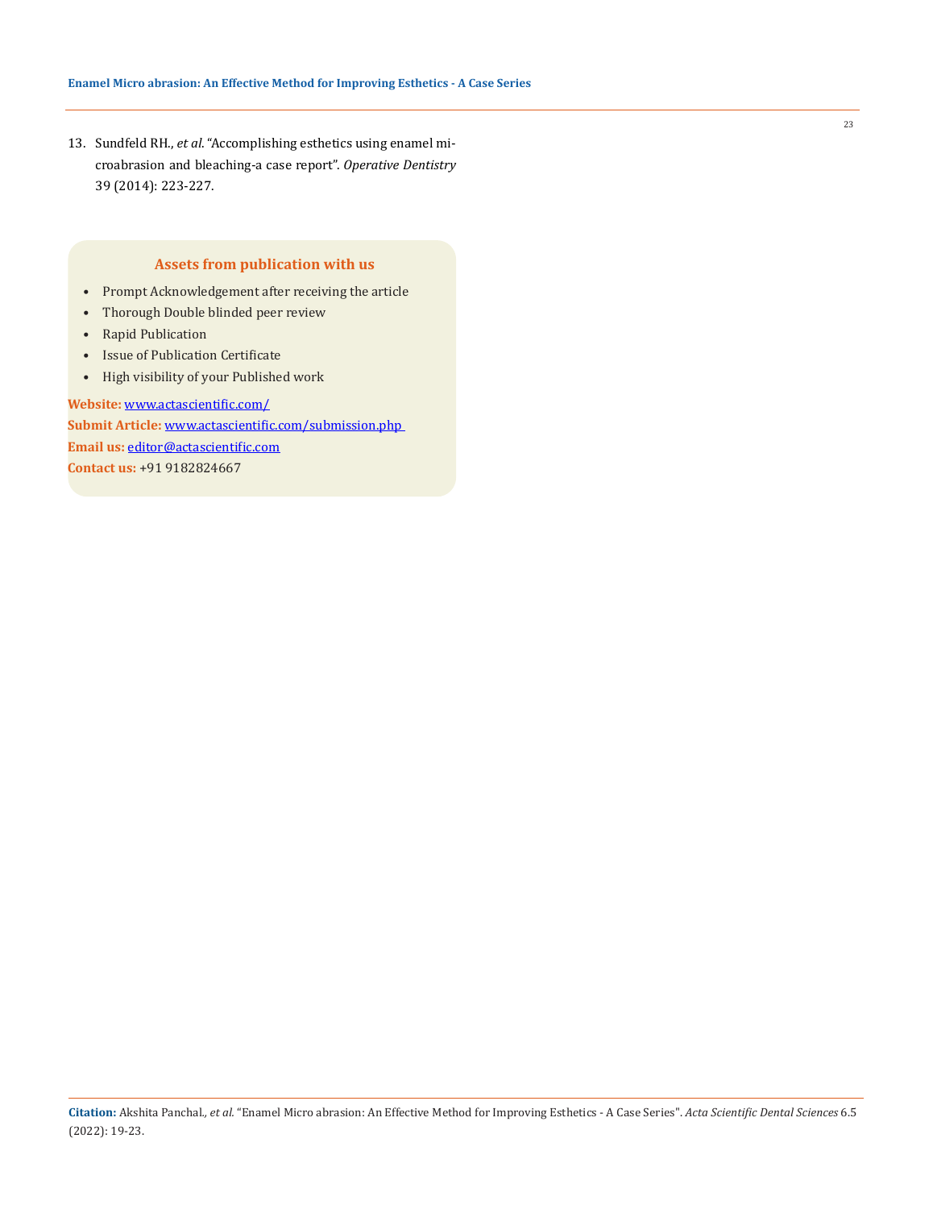13. Sundfeld RH., *et al*. "Accomplishing esthetics using enamel microabrasion and bleaching-a case report". *Operative Dentistry* 39 (2014): 223-227.

**Assets from publication with us**

- Prompt Acknowledgement after receiving the article
- Thorough Double blinded peer review
- Rapid Publication
- Issue of Publication Certificate
- High visibility of your Published work

**Website:** www.actascientific.com/
**Submit Article:** www.actascientific.com/submission.php
**Email us:** editor@actascientific.com
**Contact us:** +91 9182824667